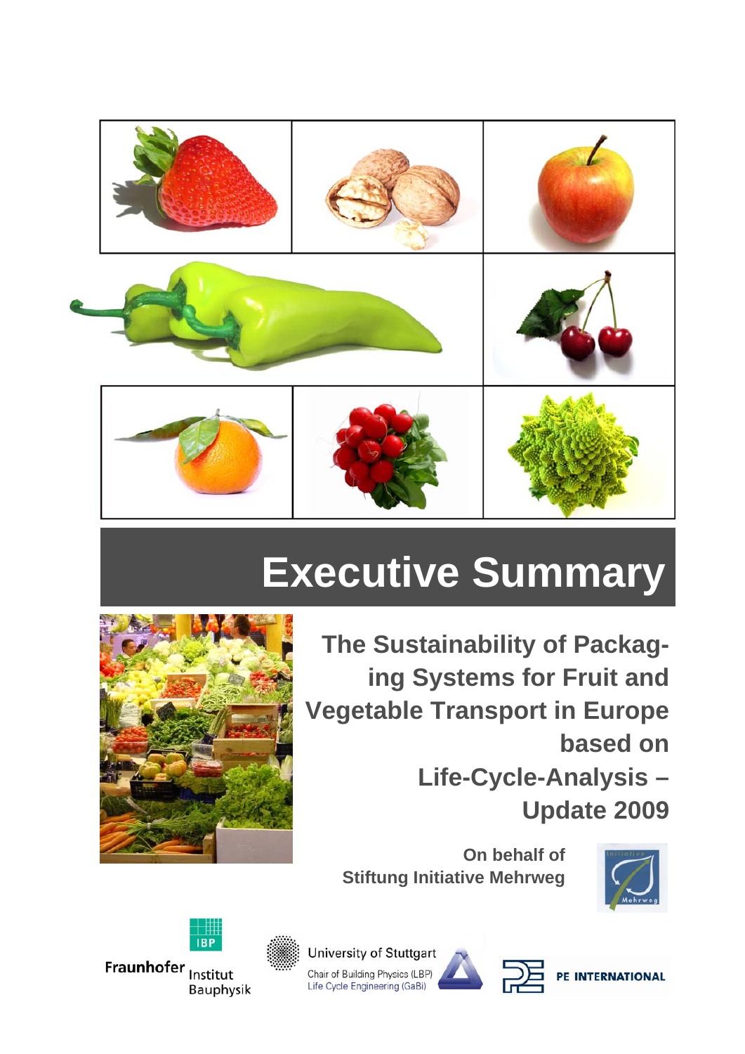# Executive Summary

## The Sustainability of Packaging Systems for Fruit and Vegetable Transport in Europe based on Life-Cycle-Analysis – Update 2009

**On behalf of Stiftung Initiative Mehrweg**

Fraunhofer Institut Bauphysik

University of Stuttgart
Chair of Building Physics (LBP)
Life Cycle Engineering (GaBi)

PE INTERNATIONAL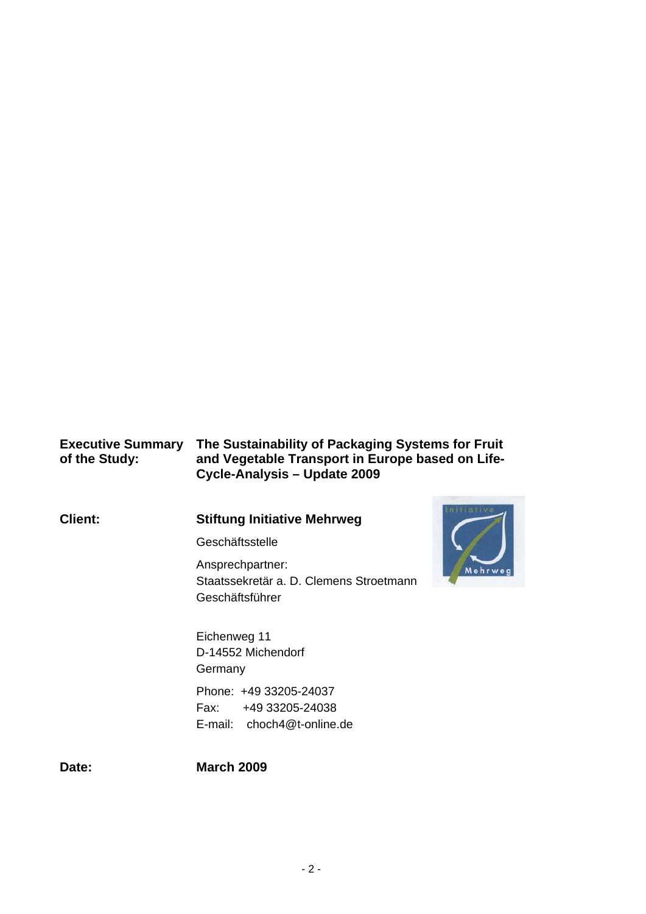**Executive Summary of the Study:** **The Sustainability of Packaging Systems for Fruit and Vegetable Transport in Europe based on Life-Cycle-Analysis – Update 2009**

**Client:** **Stiftung Initiative Mehrweg**

Geschäftsstelle

Ansprechpartner:
Staatssekretär a. D. Clemens Stroetmann
Geschäftsführer

Eichenweg 11
D-14552 Michendorf
Germany

Phone: +49 33205-24037
Fax: +49 33205-24038
E-mail: choch4@t-online.de

**Date:** **March 2009**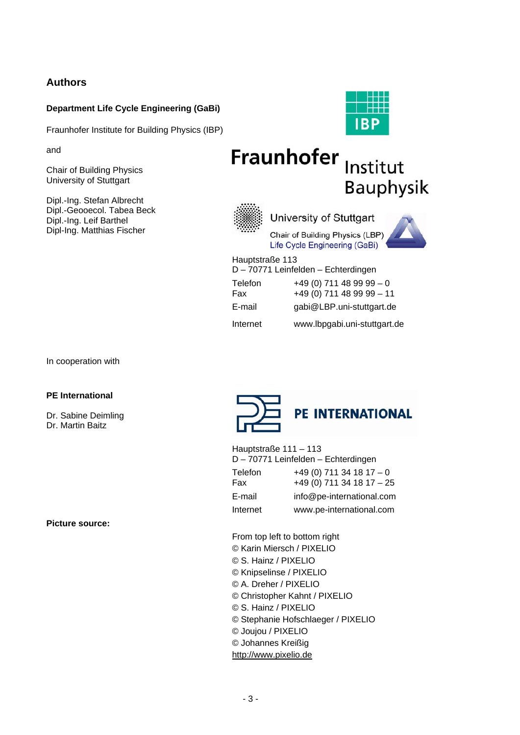## Authors

**Department Life Cycle Engineering (GaBi)**

Fraunhofer Institute for Building Physics (IBP)

and

Chair of Building Physics
University of Stuttgart

Dipl.-Ing. Stefan Albrecht
Dipl.-Geooecol. Tabea Beck
Dipl.-Ing. Leif Barthel
Dipl-Ing. Matthias Fischer

Fraunhofer Institut Bauphysik

University of Stuttgart
Chair of Building Physics (LBP)
Life Cycle Engineering (GaBi)

Hauptstraße 113
D – 70771 Leinfelden – Echterdingen

| | |
|---|---|
| Telefon | +49 (0) 711 48 99 99 – 0 |
| Fax | +49 (0) 711 48 99 99 – 11 |
| E-mail | gabi@LBP.uni-stuttgart.de |
| Internet | www.lbpgabi.uni-stuttgart.de |

In cooperation with

**PE International**

Dr. Sabine Deimling
Dr. Martin Baitz

PE INTERNATIONAL

Hauptstraße 111 – 113
D – 70771 Leinfelden – Echterdingen

| | |
|---|---|
| Telefon | +49 (0) 711 34 18 17 – 0 |
| Fax | +49 (0) 711 34 18 17 – 25 |
| E-mail | info@pe-international.com |
| Internet | www.pe-international.com |

**Picture source:**

From top left to bottom right
© Karin Miersch / PIXELIO
© S. Hainz / PIXELIO
© Knipselinse / PIXELIO
© A. Dreher / PIXELIO
© Christopher Kahnt / PIXELIO
© S. Hainz / PIXELIO
© Stephanie Hofschlaeger / PIXELIO
© Joujou / PIXELIO
© Johannes Kreißig
http://www.pixelio.de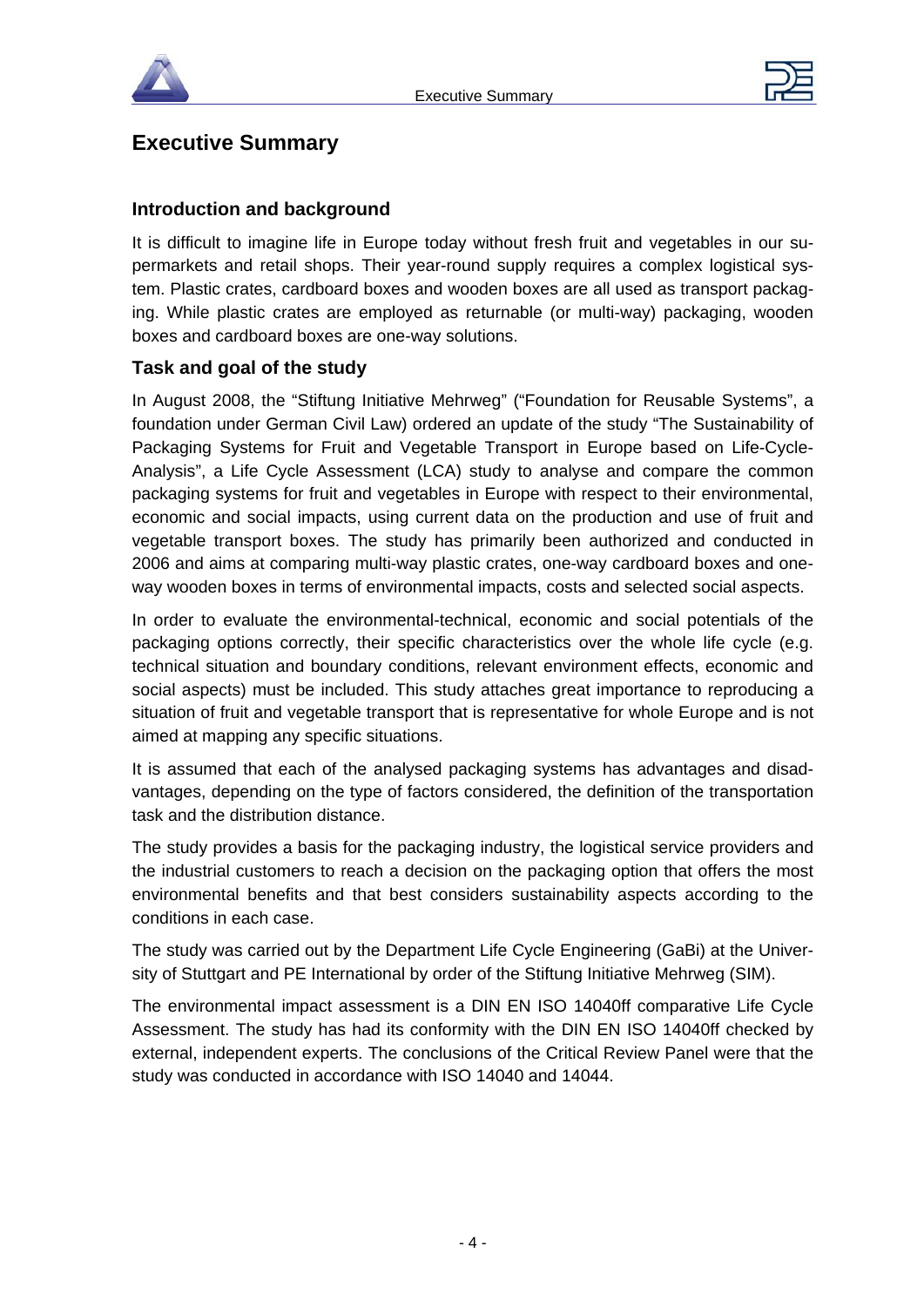# Executive Summary

## Introduction and background

It is difficult to imagine life in Europe today without fresh fruit and vegetables in our supermarkets and retail shops. Their year-round supply requires a complex logistical system. Plastic crates, cardboard boxes and wooden boxes are all used as transport packaging. While plastic crates are employed as returnable (or multi-way) packaging, wooden boxes and cardboard boxes are one-way solutions.

## Task and goal of the study

In August 2008, the "Stiftung Initiative Mehrweg" ("Foundation for Reusable Systems", a foundation under German Civil Law) ordered an update of the study "The Sustainability of Packaging Systems for Fruit and Vegetable Transport in Europe based on Life-Cycle-Analysis", a Life Cycle Assessment (LCA) study to analyse and compare the common packaging systems for fruit and vegetables in Europe with respect to their environmental, economic and social impacts, using current data on the production and use of fruit and vegetable transport boxes. The study has primarily been authorized and conducted in 2006 and aims at comparing multi-way plastic crates, one-way cardboard boxes and one-way wooden boxes in terms of environmental impacts, costs and selected social aspects.

In order to evaluate the environmental-technical, economic and social potentials of the packaging options correctly, their specific characteristics over the whole life cycle (e.g. technical situation and boundary conditions, relevant environment effects, economic and social aspects) must be included. This study attaches great importance to reproducing a situation of fruit and vegetable transport that is representative for whole Europe and is not aimed at mapping any specific situations.

It is assumed that each of the analysed packaging systems has advantages and disadvantages, depending on the type of factors considered, the definition of the transportation task and the distribution distance.

The study provides a basis for the packaging industry, the logistical service providers and the industrial customers to reach a decision on the packaging option that offers the most environmental benefits and that best considers sustainability aspects according to the conditions in each case.

The study was carried out by the Department Life Cycle Engineering (GaBi) at the University of Stuttgart and PE International by order of the Stiftung Initiative Mehrweg (SIM).

The environmental impact assessment is a DIN EN ISO 14040ff comparative Life Cycle Assessment. The study has had its conformity with the DIN EN ISO 14040ff checked by external, independent experts. The conclusions of the Critical Review Panel were that the study was conducted in accordance with ISO 14040 and 14044.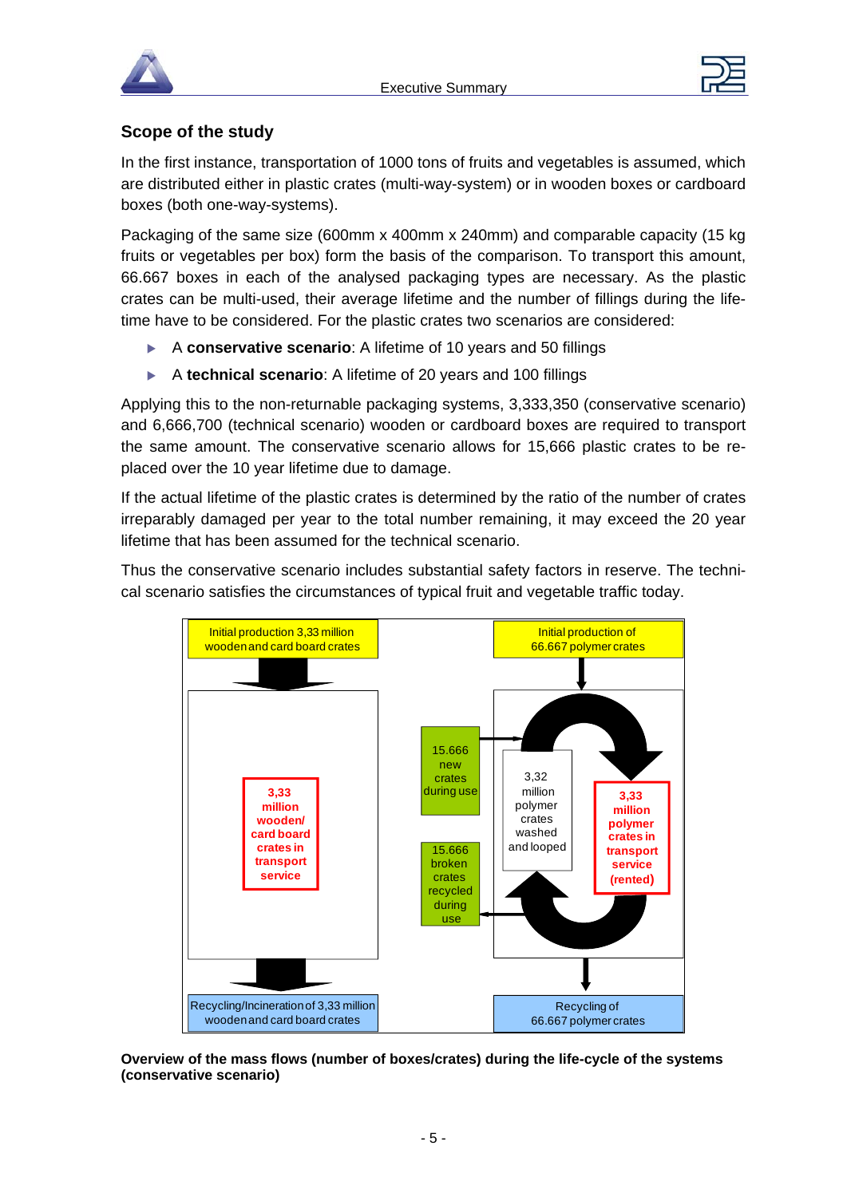## Scope of the study

In the first instance, transportation of 1000 tons of fruits and vegetables is assumed, which are distributed either in plastic crates (multi-way-system) or in wooden boxes or cardboard boxes (both one-way-systems).

Packaging of the same size (600mm x 400mm x 240mm) and comparable capacity (15 kg fruits or vegetables per box) form the basis of the comparison. To transport this amount, 66.667 boxes in each of the analysed packaging types are necessary. As the plastic crates can be multi-used, their average lifetime and the number of fillings during the lifetime have to be considered. For the plastic crates two scenarios are considered:

- A **conservative scenario**: A lifetime of 10 years and 50 fillings
- A **technical scenario**: A lifetime of 20 years and 100 fillings

Applying this to the non-returnable packaging systems, 3,333,350 (conservative scenario) and 6,666,700 (technical scenario) wooden or cardboard boxes are required to transport the same amount. The conservative scenario allows for 15,666 plastic crates to be replaced over the 10 year lifetime due to damage.

If the actual lifetime of the plastic crates is determined by the ratio of the number of crates irreparably damaged per year to the total number remaining, it may exceed the 20 year lifetime that has been assumed for the technical scenario.

Thus the conservative scenario includes substantial safety factors in reserve. The technical scenario satisfies the circumstances of typical fruit and vegetable traffic today.

Initial production 3,33 million wooden and card board crates

3,33 million wooden/ card board crates in transport service

Recycling/Incineration of 3,33 million wooden and card board crates

Initial production of 66.667 polymer crates

15.666 new crates during use

3,32 million polymer crates washed and looped

3,33 million polymer crates in transport service (rented)

15.666 broken crates recycled during use

Recycling of 66.667 polymer crates

**Overview of the mass flows (number of boxes/crates) during the life-cycle of the systems (conservative scenario)**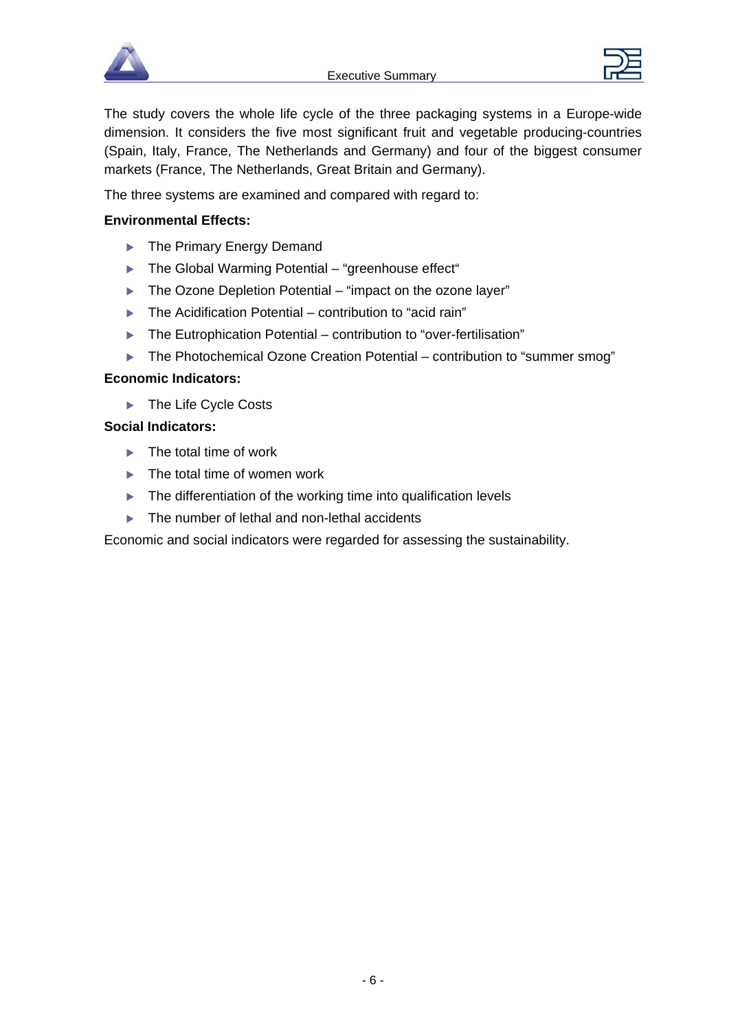The study covers the whole life cycle of the three packaging systems in a Europe-wide dimension. It considers the five most significant fruit and vegetable producing-countries (Spain, Italy, France, The Netherlands and Germany) and four of the biggest consumer markets (France, The Netherlands, Great Britain and Germany).

The three systems are examined and compared with regard to:

**Environmental Effects:**

- The Primary Energy Demand
- The Global Warming Potential – "greenhouse effect"
- The Ozone Depletion Potential – "impact on the ozone layer"
- The Acidification Potential – contribution to "acid rain"
- The Eutrophication Potential – contribution to "over-fertilisation"
- The Photochemical Ozone Creation Potential – contribution to "summer smog"

**Economic Indicators:**

- The Life Cycle Costs

**Social Indicators:**

- The total time of work
- The total time of women work
- The differentiation of the working time into qualification levels
- The number of lethal and non-lethal accidents

Economic and social indicators were regarded for assessing the sustainability.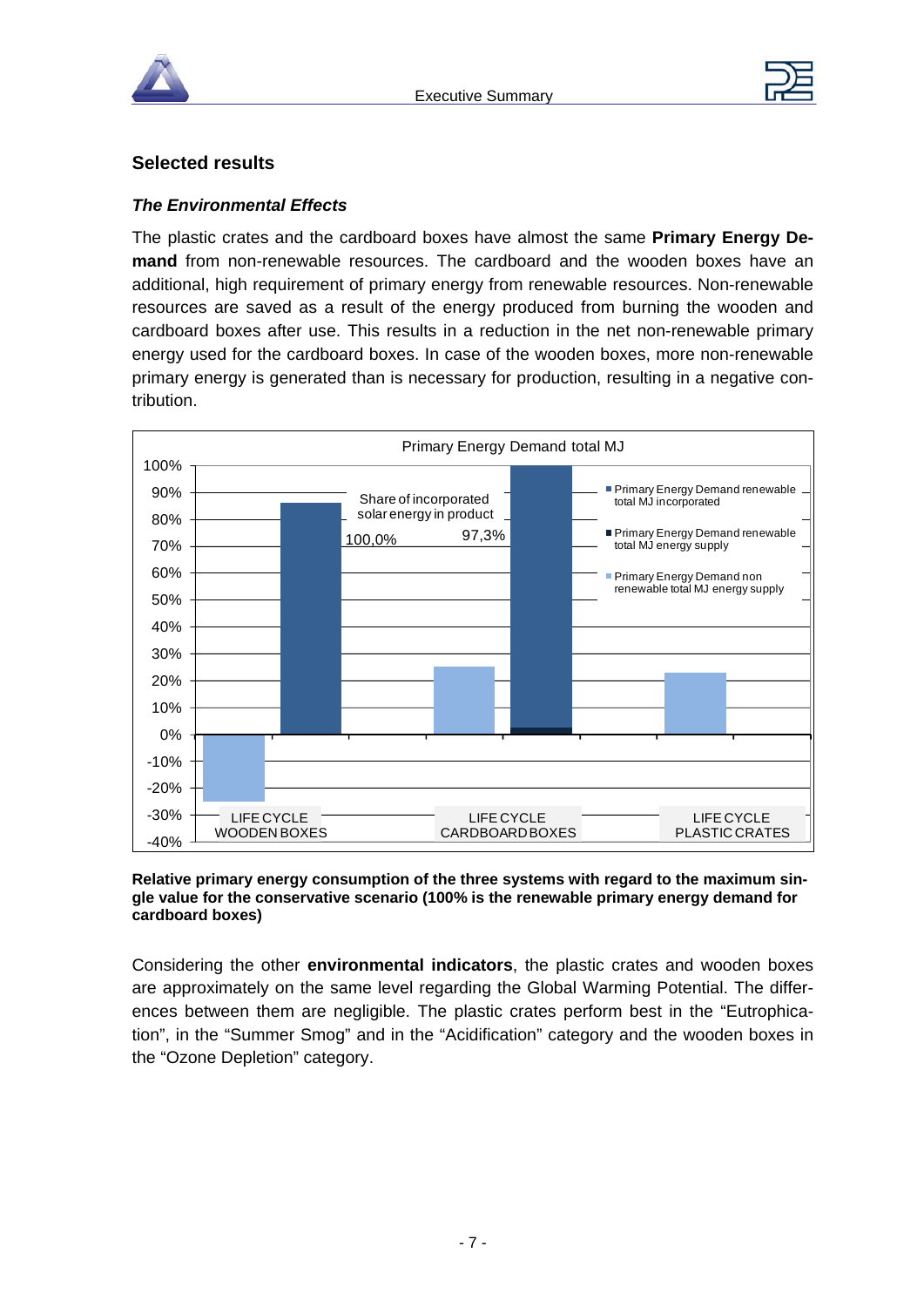## Selected results

### *The Environmental Effects*

The plastic crates and the cardboard boxes have almost the same **Primary Energy Demand** from non-renewable resources. The cardboard and the wooden boxes have an additional, high requirement of primary energy from renewable resources. Non-renewable resources are saved as a result of the energy produced from burning the wooden and cardboard boxes after use. This results in a reduction in the net non-renewable primary energy used for the cardboard boxes. In case of the wooden boxes, more non-renewable primary energy is generated than is necessary for production, resulting in a negative contribution.

**Relative primary energy consumption of the three systems with regard to the maximum single value for the conservative scenario (100% is the renewable primary energy demand for cardboard boxes)**

Considering the other **environmental indicators**, the plastic crates and wooden boxes are approximately on the same level regarding the Global Warming Potential. The differences between them are negligible. The plastic crates perform best in the “Eutrophication”, in the “Summer Smog” and in the “Acidification” category and the wooden boxes in the “Ozone Depletion” category.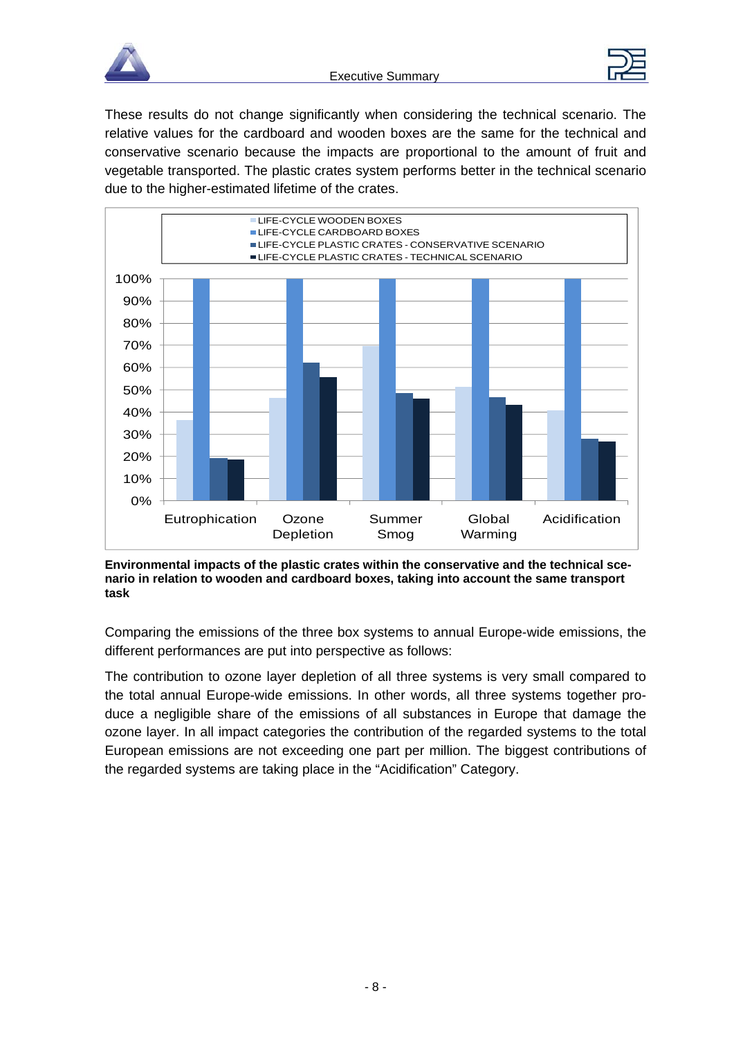These results do not change significantly when considering the technical scenario. The relative values for the cardboard and wooden boxes are the same for the technical and conservative scenario because the impacts are proportional to the amount of fruit and vegetable transported. The plastic crates system performs better in the technical scenario due to the higher-estimated lifetime of the crates.

**Environmental impacts of the plastic crates within the conservative and the technical scenario in relation to wooden and cardboard boxes, taking into account the same transport task**

Comparing the emissions of the three box systems to annual Europe-wide emissions, the different performances are put into perspective as follows:

The contribution to ozone layer depletion of all three systems is very small compared to the total annual Europe-wide emissions. In other words, all three systems together produce a negligible share of the emissions of all substances in Europe that damage the ozone layer. In all impact categories the contribution of the regarded systems to the total European emissions are not exceeding one part per million. The biggest contributions of the regarded systems are taking place in the “Acidification” Category.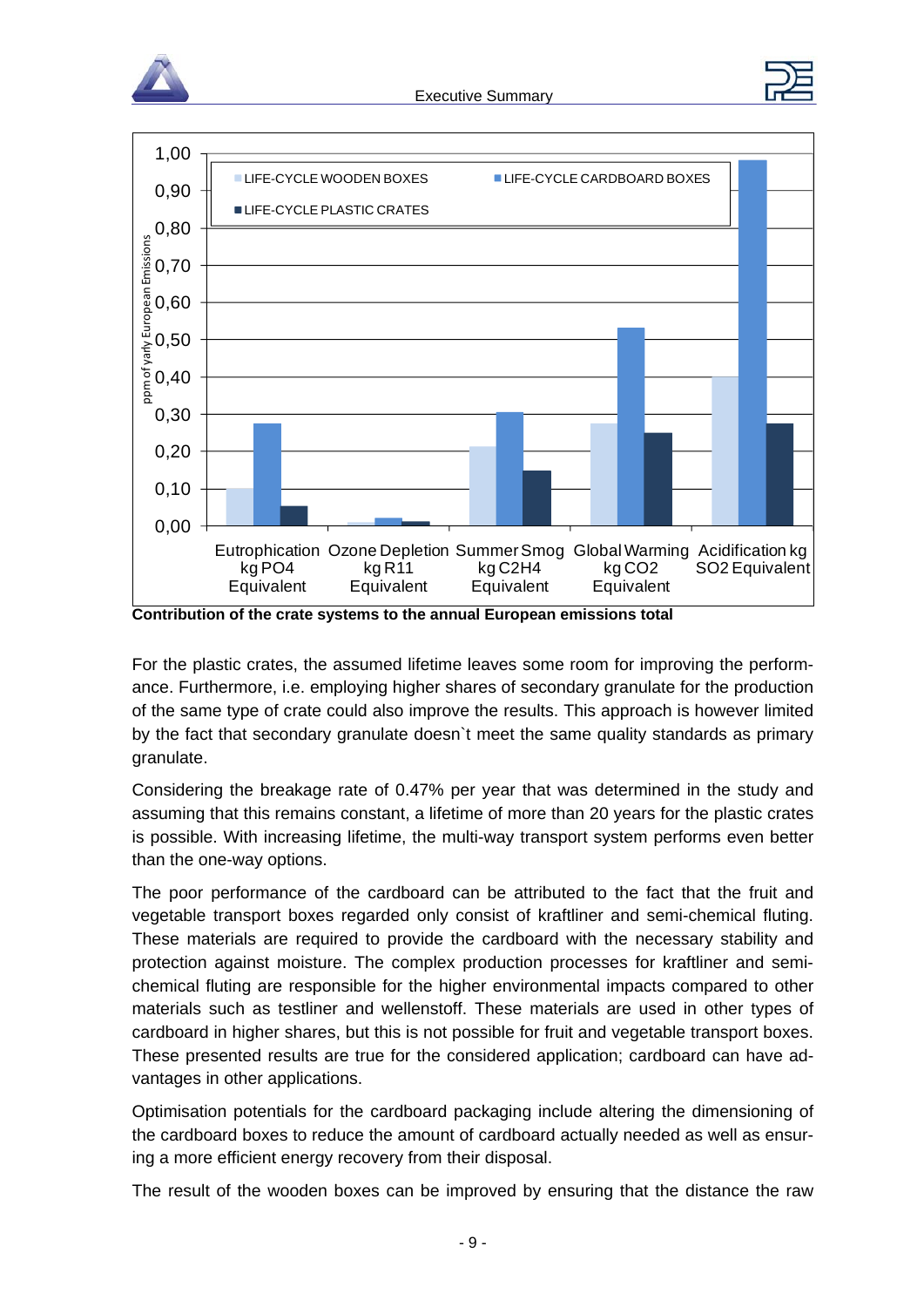**Contribution of the crate systems to the annual European emissions total**

For the plastic crates, the assumed lifetime leaves some room for improving the performance. Furthermore, i.e. employing higher shares of secondary granulate for the production of the same type of crate could also improve the results. This approach is however limited by the fact that secondary granulate doesn`t meet the same quality standards as primary granulate.

Considering the breakage rate of 0.47% per year that was determined in the study and assuming that this remains constant, a lifetime of more than 20 years for the plastic crates is possible. With increasing lifetime, the multi-way transport system performs even better than the one-way options.

The poor performance of the cardboard can be attributed to the fact that the fruit and vegetable transport boxes regarded only consist of kraftliner and semi-chemical fluting. These materials are required to provide the cardboard with the necessary stability and protection against moisture. The complex production processes for kraftliner and semi-chemical fluting are responsible for the higher environmental impacts compared to other materials such as testliner and wellenstoff. These materials are used in other types of cardboard in higher shares, but this is not possible for fruit and vegetable transport boxes. These presented results are true for the considered application; cardboard can have advantages in other applications.

Optimisation potentials for the cardboard packaging include altering the dimensioning of the cardboard boxes to reduce the amount of cardboard actually needed as well as ensuring a more efficient energy recovery from their disposal.

The result of the wooden boxes can be improved by ensuring that the distance the raw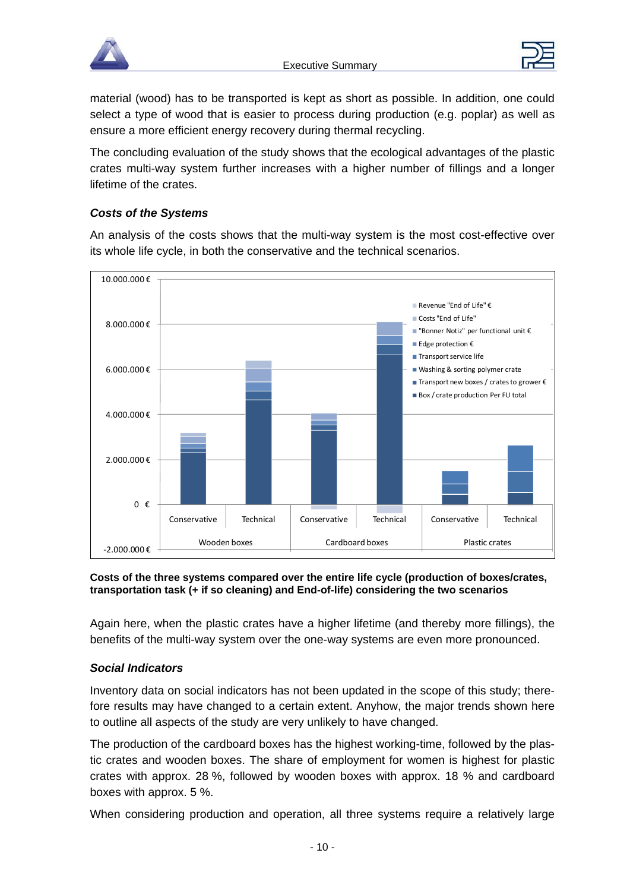material (wood) has to be transported is kept as short as possible. In addition, one could select a type of wood that is easier to process during production (e.g. poplar) as well as ensure a more efficient energy recovery during thermal recycling.

The concluding evaluation of the study shows that the ecological advantages of the plastic crates multi-way system further increases with a higher number of fillings and a longer lifetime of the crates.

### *Costs of the Systems*

An analysis of the costs shows that the multi-way system is the most cost-effective over its whole life cycle, in both the conservative and the technical scenarios.

**Costs of the three systems compared over the entire life cycle (production of boxes/crates, transportation task (+ if so cleaning) and End-of-life) considering the two scenarios**

Again here, when the plastic crates have a higher lifetime (and thereby more fillings), the benefits of the multi-way system over the one-way systems are even more pronounced.

### *Social Indicators*

Inventory data on social indicators has not been updated in the scope of this study; therefore results may have changed to a certain extent. Anyhow, the major trends shown here to outline all aspects of the study are very unlikely to have changed.

The production of the cardboard boxes has the highest working-time, followed by the plastic crates and wooden boxes. The share of employment for women is highest for plastic crates with approx. 28 %, followed by wooden boxes with approx. 18 % and cardboard boxes with approx. 5 %.

When considering production and operation, all three systems require a relatively large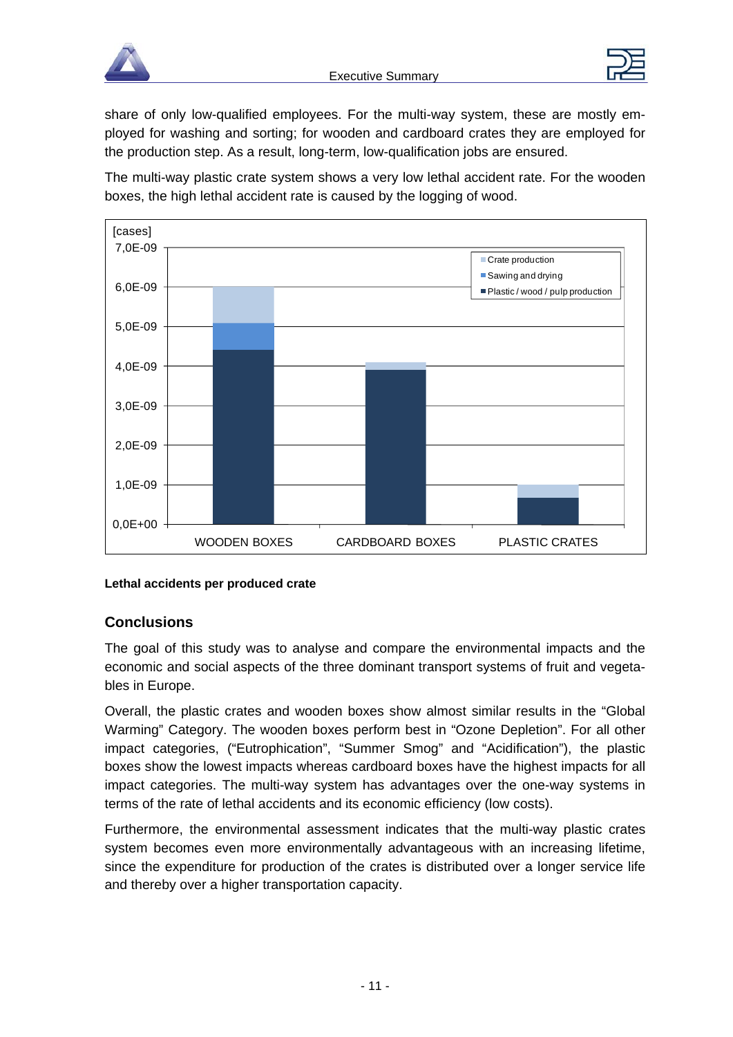share of only low-qualified employees. For the multi-way system, these are mostly employed for washing and sorting; for wooden and cardboard crates they are employed for the production step. As a result, long-term, low-qualification jobs are ensured.

The multi-way plastic crate system shows a very low lethal accident rate. For the wooden boxes, the high lethal accident rate is caused by the logging of wood.

[cases]
7,0E-09
6,0E-09
5,0E-09
4,0E-09
3,0E-09
2,0E-09
1,0E-09
0,0E+00

Crate production
Sawing and drying
Plastic / wood / pulp production

WOODEN BOXES
CARDBOARD BOXES
PLASTIC CRATES

**Lethal accidents per produced crate**

## Conclusions

The goal of this study was to analyse and compare the environmental impacts and the economic and social aspects of the three dominant transport systems of fruit and vegetables in Europe.

Overall, the plastic crates and wooden boxes show almost similar results in the "Global Warming" Category. The wooden boxes perform best in "Ozone Depletion". For all other impact categories, ("Eutrophication", "Summer Smog" and "Acidification"), the plastic boxes show the lowest impacts whereas cardboard boxes have the highest impacts for all impact categories. The multi-way system has advantages over the one-way systems in terms of the rate of lethal accidents and its economic efficiency (low costs).

Furthermore, the environmental assessment indicates that the multi-way plastic crates system becomes even more environmentally advantageous with an increasing lifetime, since the expenditure for production of the crates is distributed over a longer service life and thereby over a higher transportation capacity.